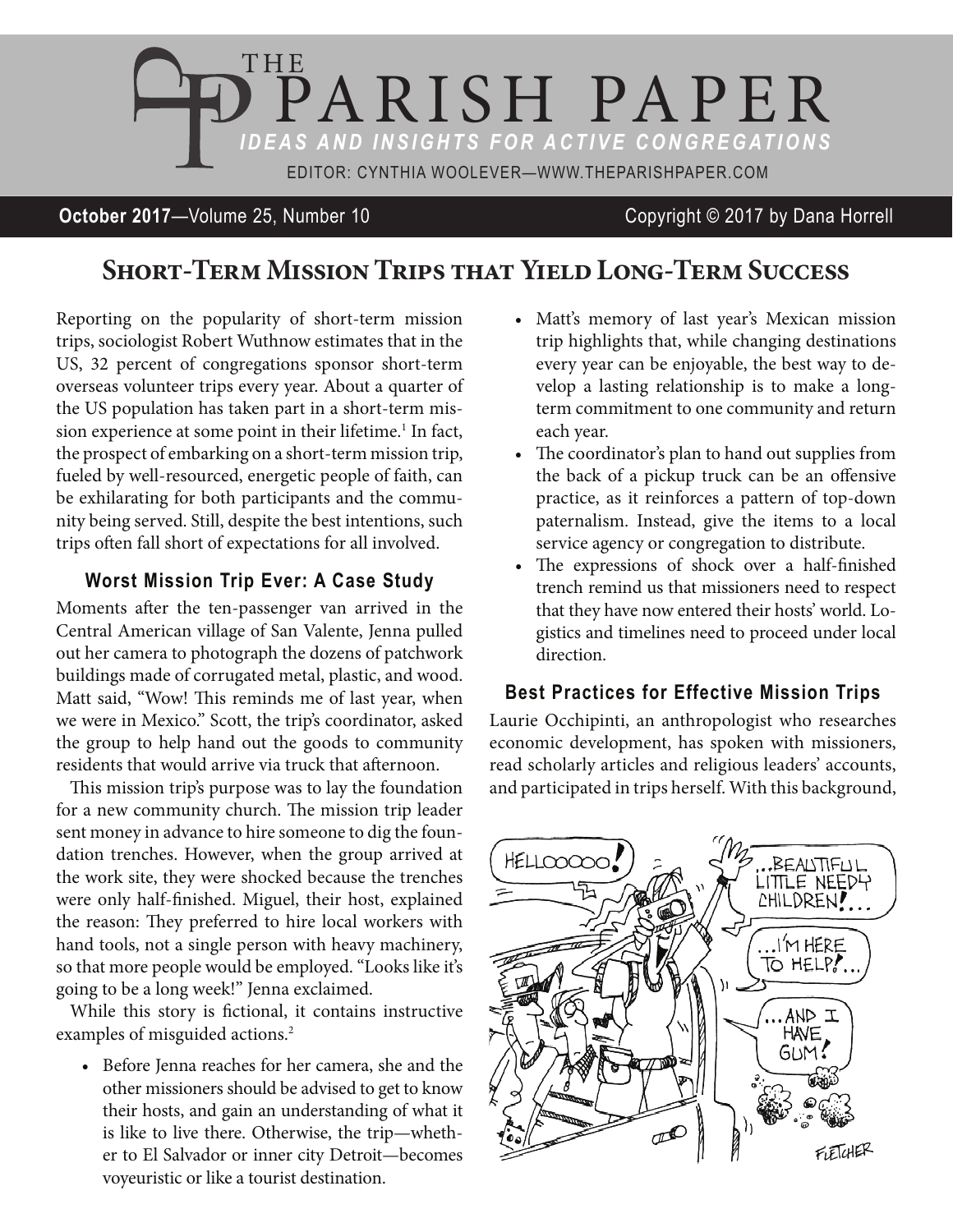# THE PARISH PAPER

*IDEAS AND INSIGHTS FOR ACTIVE CONGREGATIONS*

EDITOR: CYNTHIA WOOLEVER—WWW.THEPARISHPAPER.COM

**October 2017**—Volume 25, Number 10 Copyright © 2017 by Dana Horrell

## Short-Term Mission Trips that Yield Long-Term Success

Reporting on the popularity of short-term mission trips, sociologist Robert Wuthnow estimates that in the US, 32 percent of congregations sponsor short-term overseas volunteer trips every year. About a quarter of the US population has taken part in a short-term mission experience at some point in their lifetime.[1] In fact, the prospect of embarking on a short-term mission trip, fueled by well-resourced, energetic people of faith, can be exhilarating for both participants and the community being served. Still, despite the best intentions, such trips often fall short of expectations for all involved.

### Worst Mission Trip Ever: A Case Study

Moments after the ten-passenger van arrived in the Central American village of San Valente, Jenna pulled out her camera to photograph the dozens of patchwork buildings made of corrugated metal, plastic, and wood. Matt said, "Wow! This reminds me of last year, when we were in Mexico." Scott, the trip's coordinator, asked the group to help hand out the goods to community residents that would arrive via truck that afternoon.

This mission trip's purpose was to lay the foundation for a new community church. The mission trip leader sent money in advance to hire someone to dig the foundation trenches. However, when the group arrived at the work site, they were shocked because the trenches were only half-finished. Miguel, their host, explained the reason: They preferred to hire local workers with hand tools, not a single person with heavy machinery, so that more people would be employed. "Looks like it's going to be a long week!" Jenna exclaimed.

While this story is fictional, it contains instructive examples of misguided actions.[2]

- Before Jenna reaches for her camera, she and the other missioners should be advised to get to know their hosts, and gain an understanding of what it is like to live there. Otherwise, the trip—whether to El Salvador or inner city Detroit—becomes voyeuristic or like a tourist destination.
- Matt's memory of last year's Mexican mission trip highlights that, while changing destinations every year can be enjoyable, the best way to develop a lasting relationship is to make a long-term commitment to one community and return each year.
- The coordinator's plan to hand out supplies from the back of a pickup truck can be an offensive practice, as it reinforces a pattern of top-down paternalism. Instead, give the items to a local service agency or congregation to distribute.
- The expressions of shock over a half-finished trench remind us that missioners need to respect that they have now entered their hosts' world. Logistics and timelines need to proceed under local direction.

### Best Practices for Effective Mission Trips

Laurie Occhipinti, an anthropologist who researches economic development, has spoken with missioners, read scholarly articles and religious leaders' accounts, and participated in trips herself. With this background,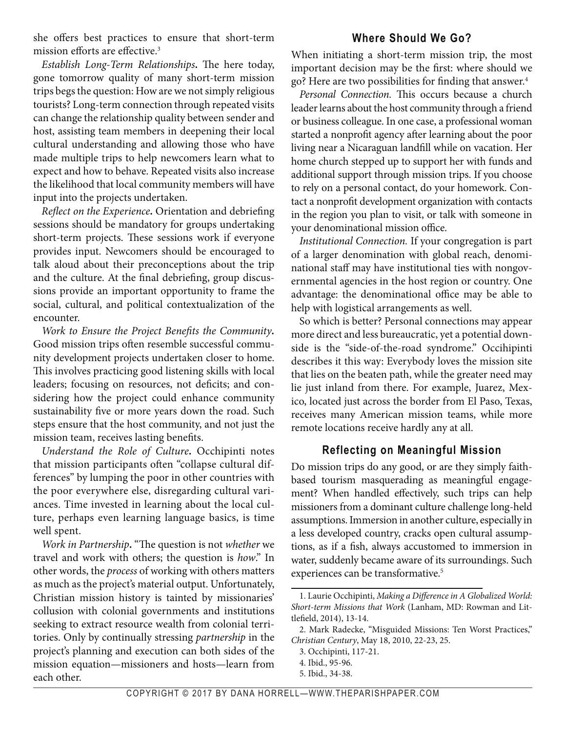she offers best practices to ensure that short-term mission efforts are effective.[3]

*Establish Long-Term Relationships.* The here today, gone tomorrow quality of many short-term mission trips begs the question: How are we not simply religious tourists? Long-term connection through repeated visits can change the relationship quality between sender and host, assisting team members in deepening their local cultural understanding and allowing those who have made multiple trips to help newcomers learn what to expect and how to behave. Repeated visits also increase the likelihood that local community members will have input into the projects undertaken.

*Reflect on the Experience.* Orientation and debriefing sessions should be mandatory for groups undertaking short-term projects. These sessions work if everyone provides input. Newcomers should be encouraged to talk aloud about their preconceptions about the trip and the culture. At the final debriefing, group discussions provide an important opportunity to frame the social, cultural, and political contextualization of the encounter.

*Work to Ensure the Project Benefits the Community.* Good mission trips often resemble successful community development projects undertaken closer to home. This involves practicing good listening skills with local leaders; focusing on resources, not deficits; and considering how the project could enhance community sustainability five or more years down the road. Such steps ensure that the host community, and not just the mission team, receives lasting benefits.

*Understand the Role of Culture.* Occhipinti notes that mission participants often "collapse cultural differences" by lumping the poor in other countries with the poor everywhere else, disregarding cultural variances. Time invested in learning about the local culture, perhaps even learning language basics, is time well spent.

*Work in Partnership.* "The question is not *whether* we travel and work with others; the question is *how*." In other words, the *process* of working with others matters as much as the project's material output. Unfortunately, Christian mission history is tainted by missionaries' collusion with colonial governments and institutions seeking to extract resource wealth from colonial territories. Only by continually stressing *partnership* in the project's planning and execution can both sides of the mission equation—missioners and hosts—learn from each other.

## Where Should We Go?

When initiating a short-term mission trip, the most important decision may be the first: where should we go? Here are two possibilities for finding that answer.[4]

*Personal Connection.* This occurs because a church leader learns about the host community through a friend or business colleague. In one case, a professional woman started a nonprofit agency after learning about the poor living near a Nicaraguan landfill while on vacation. Her home church stepped up to support her with funds and additional support through mission trips. If you choose to rely on a personal contact, do your homework. Contact a nonprofit development organization with contacts in the region you plan to visit, or talk with someone in your denominational mission office.

*Institutional Connection.* If your congregation is part of a larger denomination with global reach, denominational staff may have institutional ties with nongovernmental agencies in the host region or country. One advantage: the denominational office may be able to help with logistical arrangements as well.

So which is better? Personal connections may appear more direct and less bureaucratic, yet a potential downside is the "side-of-the-road syndrome." Occihipinti describes it this way: Everybody loves the mission site that lies on the beaten path, while the greater need may lie just inland from there. For example, Juarez, Mexico, located just across the border from El Paso, Texas, receives many American mission teams, while more remote locations receive hardly any at all.

## Reflecting on Meaningful Mission

Do mission trips do any good, or are they simply faith-based tourism masquerading as meaningful engagement? When handled effectively, such trips can help missioners from a dominant culture challenge long-held assumptions. Immersion in another culture, especially in a less developed country, cracks open cultural assumptions, as if a fish, always accustomed to immersion in water, suddenly became aware of its surroundings. Such experiences can be transformative.[5]

---

1. Laurie Occhipinti, *Making a Difference in A Globalized World: Short-term Missions that Work* (Lanham, MD: Rowman and Littlefield, 2014), 13-14.

2. Mark Radecke, "Misguided Missions: Ten Worst Practices," *Christian Century*, May 18, 2010, 22-23, 25.

3. Occhipinti, 117-21.

4. Ibid., 95-96.

5. Ibid., 34-38.

COPYRIGHT © 2017 BY DANA HORRELL—WWW.THEPARISHPAPER.COM